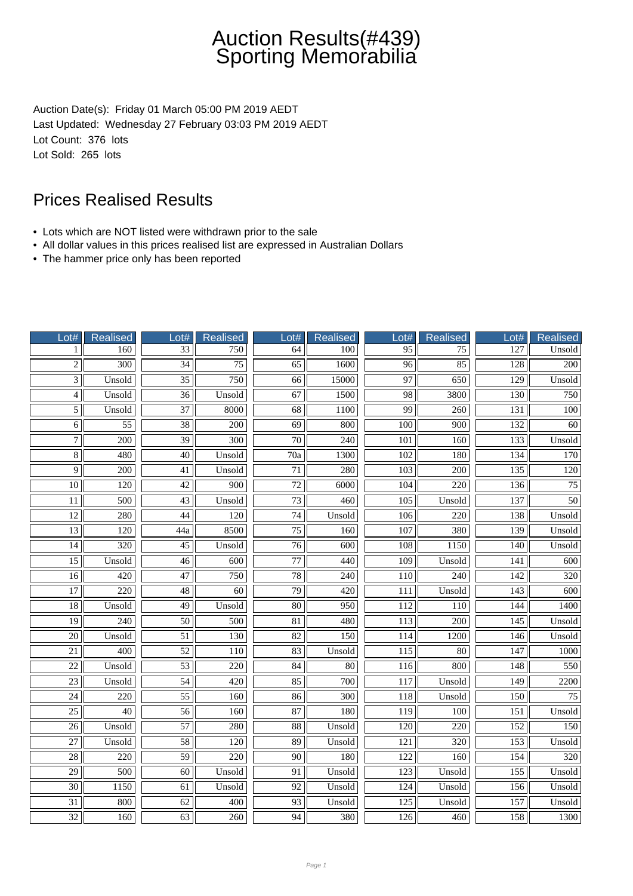# Auction Results(#439)
# Sporting Memorabilia

Auction Date(s): Friday 01 March 05:00 PM 2019 AEDT
Last Updated: Wednesday 27 February 03:03 PM 2019 AEDT
Lot Count: 376 lots
Lot Sold: 265 lots

## Prices Realised Results

- Lots which are NOT listed were withdrawn prior to the sale
- All dollar values in this prices realised list are expressed in Australian Dollars
- The hammer price only has been reported

| Lot# | Realised | Lot# | Realised | Lot# | Realised | Lot# | Realised | Lot# | Realised |
|---|---|---|---|---|---|---|---|---|---|
| 1 | 160 | 33 | 750 | 64 | 100 | 95 | 75 | 127 | Unsold |
| 2 | 300 | 34 | 75 | 65 | 1600 | 96 | 85 | 128 | 200 |
| 3 | Unsold | 35 | 750 | 66 | 15000 | 97 | 650 | 129 | Unsold |
| 4 | Unsold | 36 | Unsold | 67 | 1500 | 98 | 3800 | 130 | 750 |
| 5 | Unsold | 37 | 8000 | 68 | 1100 | 99 | 260 | 131 | 100 |
| 6 | 55 | 38 | 200 | 69 | 800 | 100 | 900 | 132 | 60 |
| 7 | 200 | 39 | 300 | 70 | 240 | 101 | 160 | 133 | Unsold |
| 8 | 480 | 40 | Unsold | 70a | 1300 | 102 | 180 | 134 | 170 |
| 9 | 200 | 41 | Unsold | 71 | 280 | 103 | 200 | 135 | 120 |
| 10 | 120 | 42 | 900 | 72 | 6000 | 104 | 220 | 136 | 75 |
| 11 | 500 | 43 | Unsold | 73 | 460 | 105 | Unsold | 137 | 50 |
| 12 | 280 | 44 | 120 | 74 | Unsold | 106 | 220 | 138 | Unsold |
| 13 | 120 | 44a | 8500 | 75 | 160 | 107 | 380 | 139 | Unsold |
| 14 | 320 | 45 | Unsold | 76 | 600 | 108 | 1150 | 140 | Unsold |
| 15 | Unsold | 46 | 600 | 77 | 440 | 109 | Unsold | 141 | 600 |
| 16 | 420 | 47 | 750 | 78 | 240 | 110 | 240 | 142 | 320 |
| 17 | 220 | 48 | 60 | 79 | 420 | 111 | Unsold | 143 | 600 |
| 18 | Unsold | 49 | Unsold | 80 | 950 | 112 | 110 | 144 | 1400 |
| 19 | 240 | 50 | 500 | 81 | 480 | 113 | 200 | 145 | Unsold |
| 20 | Unsold | 51 | 130 | 82 | 150 | 114 | 1200 | 146 | Unsold |
| 21 | 400 | 52 | 110 | 83 | Unsold | 115 | 80 | 147 | 1000 |
| 22 | Unsold | 53 | 220 | 84 | 80 | 116 | 800 | 148 | 550 |
| 23 | Unsold | 54 | 420 | 85 | 700 | 117 | Unsold | 149 | 2200 |
| 24 | 220 | 55 | 160 | 86 | 300 | 118 | Unsold | 150 | 75 |
| 25 | 40 | 56 | 160 | 87 | 180 | 119 | 100 | 151 | Unsold |
| 26 | Unsold | 57 | 280 | 88 | Unsold | 120 | 220 | 152 | 150 |
| 27 | Unsold | 58 | 120 | 89 | Unsold | 121 | 320 | 153 | Unsold |
| 28 | 220 | 59 | 220 | 90 | 180 | 122 | 160 | 154 | 320 |
| 29 | 500 | 60 | Unsold | 91 | Unsold | 123 | Unsold | 155 | Unsold |
| 30 | 1150 | 61 | Unsold | 92 | Unsold | 124 | Unsold | 156 | Unsold |
| 31 | 800 | 62 | 400 | 93 | Unsold | 125 | Unsold | 157 | Unsold |
| 32 | 160 | 63 | 260 | 94 | 380 | 126 | 460 | 158 | 1300 |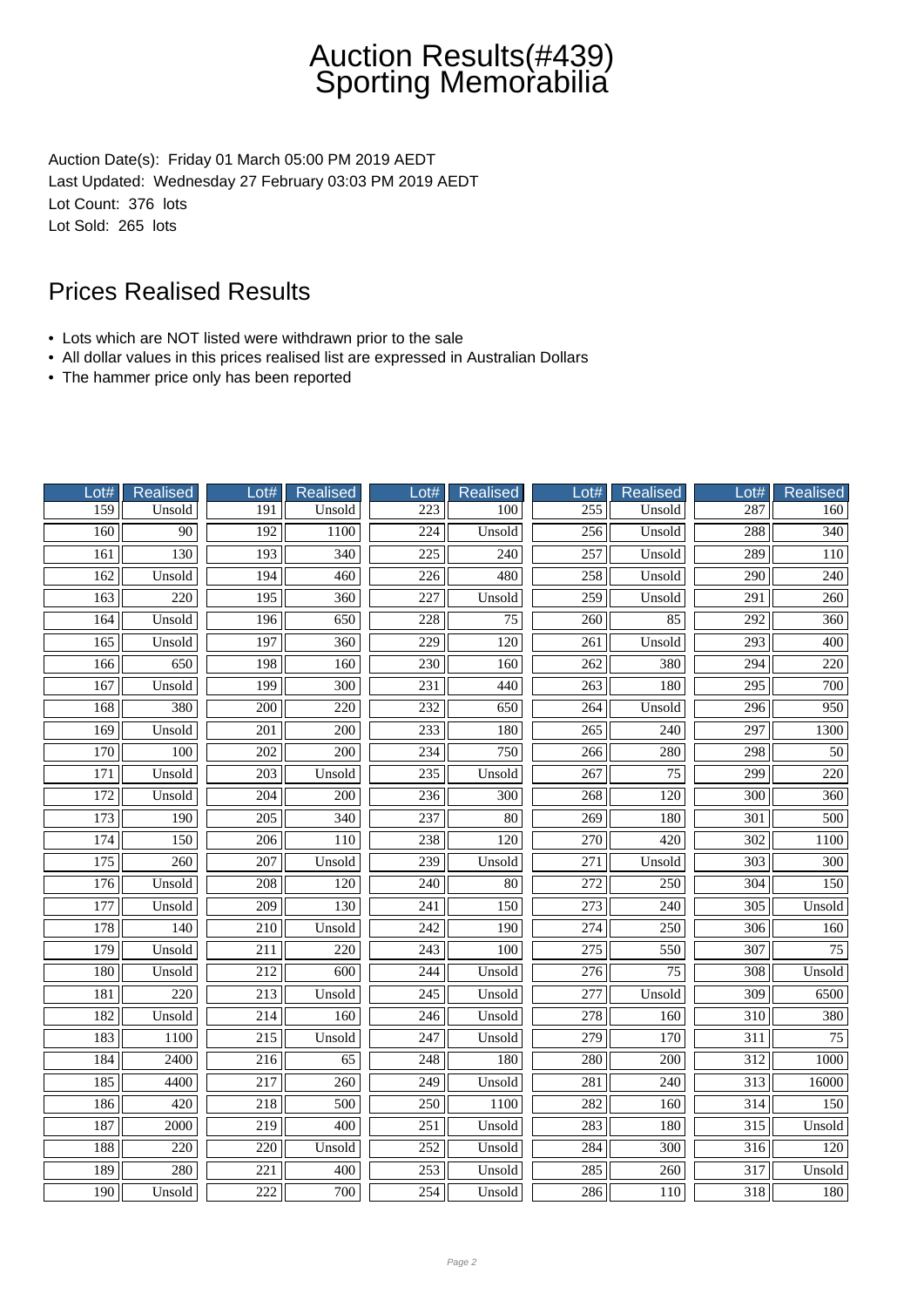# Auction Results(#439) Sporting Memorabilia

Auction Date(s): Friday 01 March 05:00 PM 2019 AEDT
Last Updated: Wednesday 27 February 03:03 PM 2019 AEDT
Lot Count: 376 lots
Lot Sold: 265 lots

## Prices Realised Results

- Lots which are NOT listed were withdrawn prior to the sale
- All dollar values in this prices realised list are expressed in Australian Dollars
- The hammer price only has been reported

| Lot# | Realised | Lot# | Realised | Lot# | Realised | Lot# | Realised | Lot# | Realised |
|---|---|---|---|---|---|---|---|---|---|
| 159 | Unsold | 191 | Unsold | 223 | 100 | 255 | Unsold | 287 | 160 |
| 160 | 90 | 192 | 1100 | 224 | Unsold | 256 | Unsold | 288 | 340 |
| 161 | 130 | 193 | 340 | 225 | 240 | 257 | Unsold | 289 | 110 |
| 162 | Unsold | 194 | 460 | 226 | 480 | 258 | Unsold | 290 | 240 |
| 163 | 220 | 195 | 360 | 227 | Unsold | 259 | Unsold | 291 | 260 |
| 164 | Unsold | 196 | 650 | 228 | 75 | 260 | 85 | 292 | 360 |
| 165 | Unsold | 197 | 360 | 229 | 120 | 261 | Unsold | 293 | 400 |
| 166 | 650 | 198 | 160 | 230 | 160 | 262 | 380 | 294 | 220 |
| 167 | Unsold | 199 | 300 | 231 | 440 | 263 | 180 | 295 | 700 |
| 168 | 380 | 200 | 220 | 232 | 650 | 264 | Unsold | 296 | 950 |
| 169 | Unsold | 201 | 200 | 233 | 180 | 265 | 240 | 297 | 1300 |
| 170 | 100 | 202 | 200 | 234 | 750 | 266 | 280 | 298 | 50 |
| 171 | Unsold | 203 | Unsold | 235 | Unsold | 267 | 75 | 299 | 220 |
| 172 | Unsold | 204 | 200 | 236 | 300 | 268 | 120 | 300 | 360 |
| 173 | 190 | 205 | 340 | 237 | 80 | 269 | 180 | 301 | 500 |
| 174 | 150 | 206 | 110 | 238 | 120 | 270 | 420 | 302 | 1100 |
| 175 | 260 | 207 | Unsold | 239 | Unsold | 271 | Unsold | 303 | 300 |
| 176 | Unsold | 208 | 120 | 240 | 80 | 272 | 250 | 304 | 150 |
| 177 | Unsold | 209 | 130 | 241 | 150 | 273 | 240 | 305 | Unsold |
| 178 | 140 | 210 | Unsold | 242 | 190 | 274 | 250 | 306 | 160 |
| 179 | Unsold | 211 | 220 | 243 | 100 | 275 | 550 | 307 | 75 |
| 180 | Unsold | 212 | 600 | 244 | Unsold | 276 | 75 | 308 | Unsold |
| 181 | 220 | 213 | Unsold | 245 | Unsold | 277 | Unsold | 309 | 6500 |
| 182 | Unsold | 214 | 160 | 246 | Unsold | 278 | 160 | 310 | 380 |
| 183 | 1100 | 215 | Unsold | 247 | Unsold | 279 | 170 | 311 | 75 |
| 184 | 2400 | 216 | 65 | 248 | 180 | 280 | 200 | 312 | 1000 |
| 185 | 4400 | 217 | 260 | 249 | Unsold | 281 | 240 | 313 | 16000 |
| 186 | 420 | 218 | 500 | 250 | 1100 | 282 | 160 | 314 | 150 |
| 187 | 2000 | 219 | 400 | 251 | Unsold | 283 | 180 | 315 | Unsold |
| 188 | 220 | 220 | Unsold | 252 | Unsold | 284 | 300 | 316 | 120 |
| 189 | 280 | 221 | 400 | 253 | Unsold | 285 | 260 | 317 | Unsold |
| 190 | Unsold | 222 | 700 | 254 | Unsold | 286 | 110 | 318 | 180 |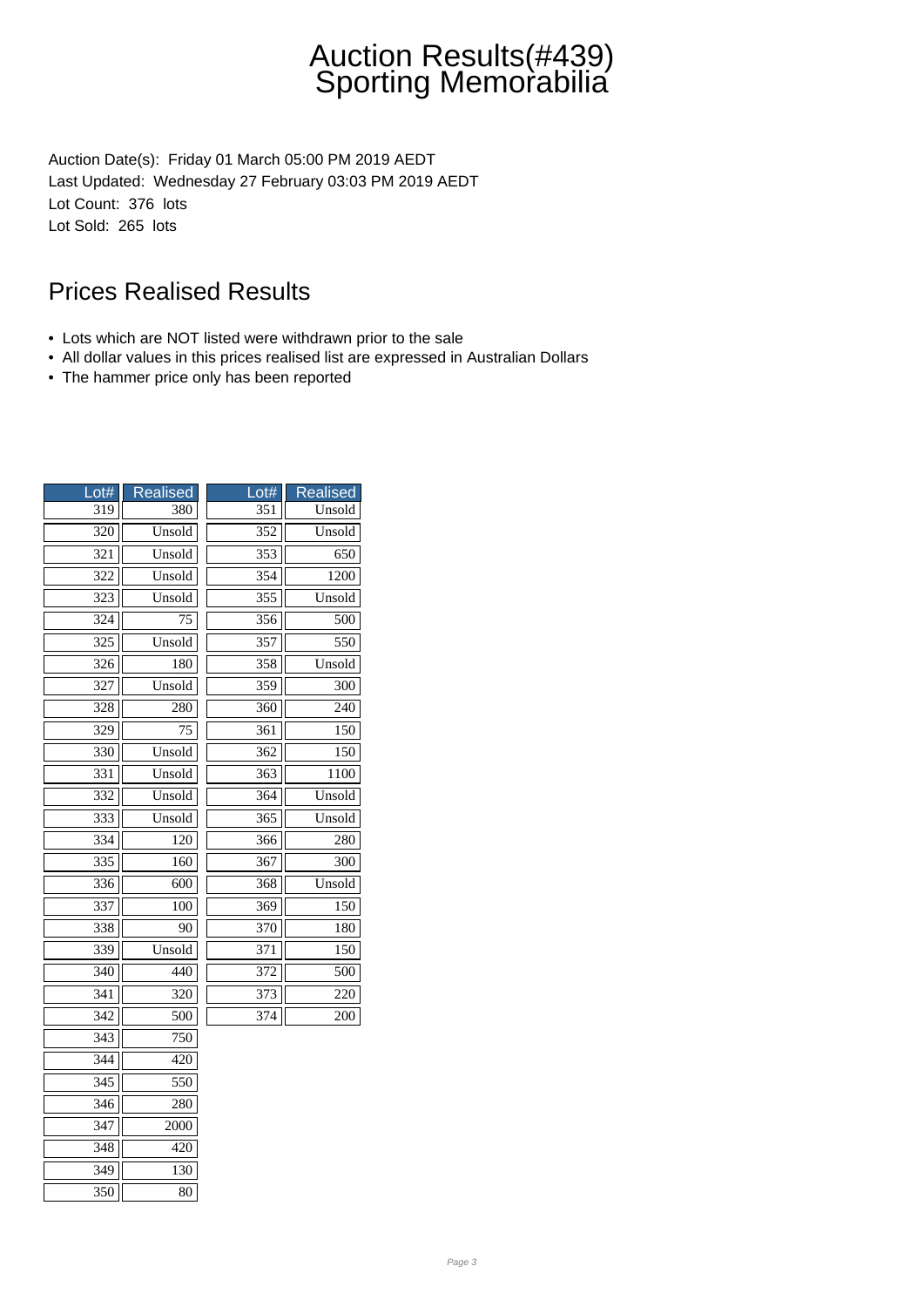# Auction Results(#439)
# Sporting Memorabilia

Auction Date(s): Friday 01 March 05:00 PM 2019 AEDT
Last Updated: Wednesday 27 February 03:03 PM 2019 AEDT
Lot Count: 376 lots
Lot Sold: 265 lots

## Prices Realised Results

- Lots which are NOT listed were withdrawn prior to the sale
- All dollar values in this prices realised list are expressed in Australian Dollars
- The hammer price only has been reported

| Lot# | Realised | Lot# | Realised |
|---|---|---|---|
| 319 | 380 | 351 | Unsold |
| 320 | Unsold | 352 | Unsold |
| 321 | Unsold | 353 | 650 |
| 322 | Unsold | 354 | 1200 |
| 323 | Unsold | 355 | Unsold |
| 324 | 75 | 356 | 500 |
| 325 | Unsold | 357 | 550 |
| 326 | 180 | 358 | Unsold |
| 327 | Unsold | 359 | 300 |
| 328 | 280 | 360 | 240 |
| 329 | 75 | 361 | 150 |
| 330 | Unsold | 362 | 150 |
| 331 | Unsold | 363 | 1100 |
| 332 | Unsold | 364 | Unsold |
| 333 | Unsold | 365 | Unsold |
| 334 | 120 | 366 | 280 |
| 335 | 160 | 367 | 300 |
| 336 | 600 | 368 | Unsold |
| 337 | 100 | 369 | 150 |
| 338 | 90 | 370 | 180 |
| 339 | Unsold | 371 | 150 |
| 340 | 440 | 372 | 500 |
| 341 | 320 | 373 | 220 |
| 342 | 500 | 374 | 200 |
| 343 | 750 | | |
| 344 | 420 | | |
| 345 | 550 | | |
| 346 | 280 | | |
| 347 | 2000 | | |
| 348 | 420 | | |
| 349 | 130 | | |
| 350 | 80 | | |